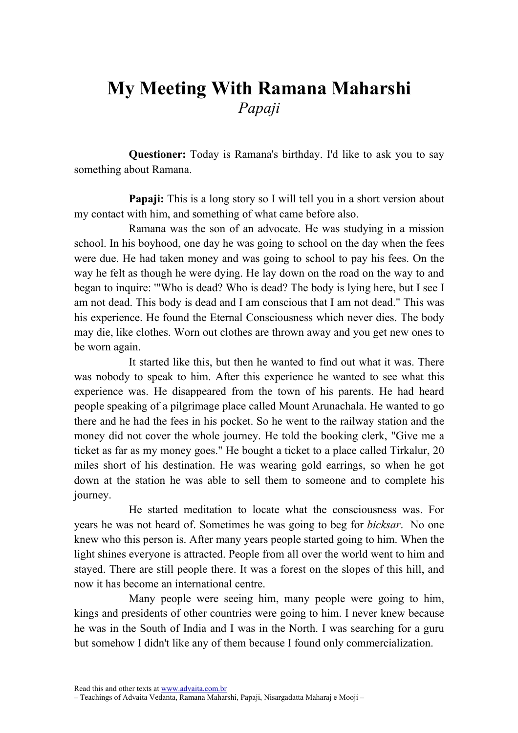# My Meeting With Ramana Maharshi

*Papaji*

**Questioner:** Today is Ramana's birthday. I'd like to ask you to say something about Ramana.

**Papaji:** This is a long story so I will tell you in a short version about my contact with him, and something of what came before also.

Ramana was the son of an advocate. He was studying in a mission school. In his boyhood, one day he was going to school on the day when the fees were due. He had taken money and was going to school to pay his fees. On the way he felt as though he were dying. He lay down on the road on the way to and began to inquire: "'Who is dead? Who is dead? The body is lying here, but I see I am not dead. This body is dead and I am conscious that I am not dead." This was his experience. He found the Eternal Consciousness which never dies. The body may die, like clothes. Worn out clothes are thrown away and you get new ones to be worn again.

It started like this, but then he wanted to find out what it was. There was nobody to speak to him. After this experience he wanted to see what this experience was. He disappeared from the town of his parents. He had heard people speaking of a pilgrimage place called Mount Arunachala. He wanted to go there and he had the fees in his pocket. So he went to the railway station and the money did not cover the whole journey. He told the booking clerk, "Give me a ticket as far as my money goes." He bought a ticket to a place called Tirkalur, 20 miles short of his destination. He was wearing gold earrings, so when he got down at the station he was able to sell them to someone and to complete his journey.

He started meditation to locate what the consciousness was. For years he was not heard of. Sometimes he was going to beg for *bicksar*. No one knew who this person is. After many years people started going to him. When the light shines everyone is attracted. People from all over the world went to him and stayed. There are still people there. It was a forest on the slopes of this hill, and now it has become an international centre.

Many people were seeing him, many people were going to him, kings and presidents of other countries were going to him. I never knew because he was in the South of India and I was in the North. I was searching for a guru but somehow I didn't like any of them because I found only commercialization.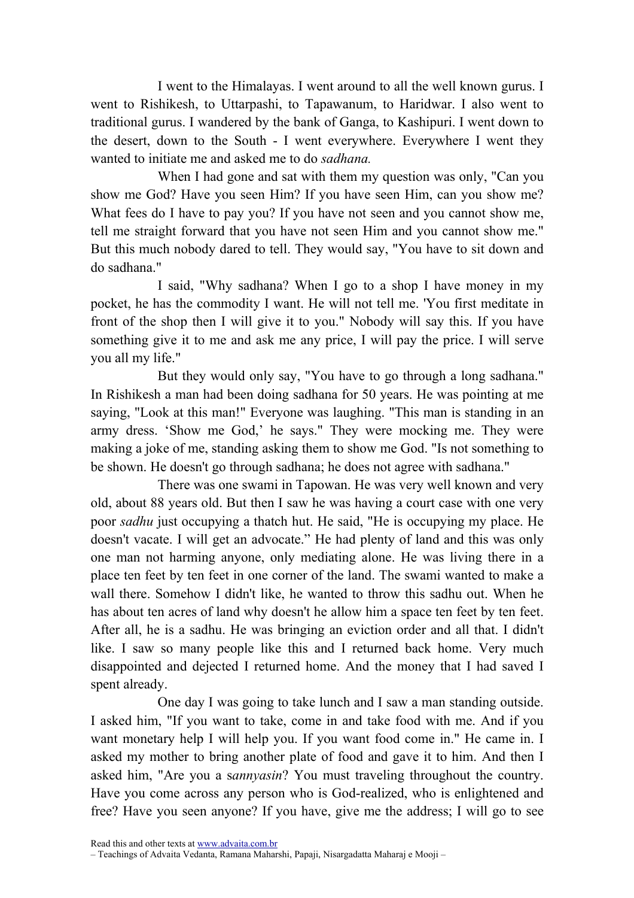I went to the Himalayas. I went around to all the well known gurus. I went to Rishikesh, to Uttarpashi, to Tapawanum, to Haridwar. I also went to traditional gurus. I wandered by the bank of Ganga, to Kashipuri. I went down to the desert, down to the South - I went everywhere. Everywhere I went they wanted to initiate me and asked me to do *sadhana.*

When I had gone and sat with them my question was only, "Can you show me God? Have you seen Him? If you have seen Him, can you show me? What fees do I have to pay you? If you have not seen and you cannot show me, tell me straight forward that you have not seen Him and you cannot show me." But this much nobody dared to tell. They would say, "You have to sit down and do sadhana."

I said, "Why sadhana? When I go to a shop I have money in my pocket, he has the commodity I want. He will not tell me. 'You first meditate in front of the shop then I will give it to you." Nobody will say this. If you have something give it to me and ask me any price, I will pay the price. I will serve you all my life."

But they would only say, "You have to go through a long sadhana." In Rishikesh a man had been doing sadhana for 50 years. He was pointing at me saying, "Look at this man!" Everyone was laughing. "This man is standing in an army dress. 'Show me God,' he says." They were mocking me. They were making a joke of me, standing asking them to show me God. "Is not something to be shown. He doesn't go through sadhana; he does not agree with sadhana."

There was one swami in Tapowan. He was very well known and very old, about 88 years old. But then I saw he was having a court case with one very poor *sadhu* just occupying a thatch hut. He said, "He is occupying my place. He doesn't vacate. I will get an advocate." He had plenty of land and this was only one man not harming anyone, only mediating alone. He was living there in a place ten feet by ten feet in one corner of the land. The swami wanted to make a wall there. Somehow I didn't like, he wanted to throw this sadhu out. When he has about ten acres of land why doesn't he allow him a space ten feet by ten feet. After all, he is a sadhu. He was bringing an eviction order and all that. I didn't like. I saw so many people like this and I returned back home. Very much disappointed and dejected I returned home. And the money that I had saved I spent already.

One day I was going to take lunch and I saw a man standing outside. I asked him, "If you want to take, come in and take food with me. And if you want monetary help I will help you. If you want food come in." He came in. I asked my mother to bring another plate of food and gave it to him. And then I asked him, "Are you a s*annyasin*? You must traveling throughout the country. Have you come across any person who is God-realized, who is enlightened and free? Have you seen anyone? If you have, give me the address; I will go to see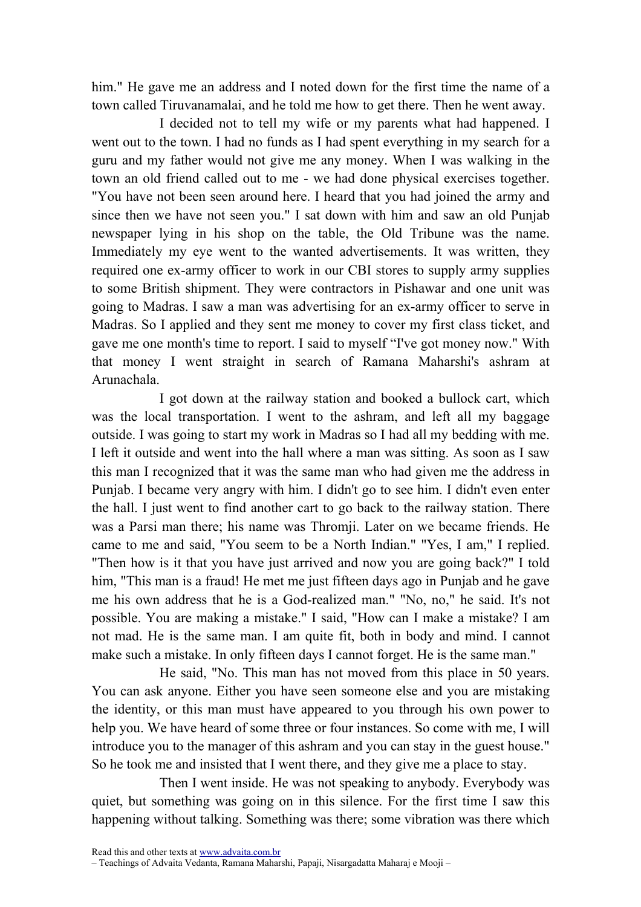him." He gave me an address and I noted down for the first time the name of a town called Tiruvanamalai, and he told me how to get there. Then he went away.

I decided not to tell my wife or my parents what had happened. I went out to the town. I had no funds as I had spent everything in my search for a guru and my father would not give me any money. When I was walking in the town an old friend called out to me - we had done physical exercises together. "You have not been seen around here. I heard that you had joined the army and since then we have not seen you." I sat down with him and saw an old Punjab newspaper lying in his shop on the table, the Old Tribune was the name. Immediately my eye went to the wanted advertisements. It was written, they required one ex-army officer to work in our CBI stores to supply army supplies to some British shipment. They were contractors in Pishawar and one unit was going to Madras. I saw a man was advertising for an ex-army officer to serve in Madras. So I applied and they sent me money to cover my first class ticket, and gave me one month's time to report. I said to myself "I've got money now." With that money I went straight in search of Ramana Maharshi's ashram at Arunachala.

I got down at the railway station and booked a bullock cart, which was the local transportation. I went to the ashram, and left all my baggage outside. I was going to start my work in Madras so I had all my bedding with me. I left it outside and went into the hall where a man was sitting. As soon as I saw this man I recognized that it was the same man who had given me the address in Punjab. I became very angry with him. I didn't go to see him. I didn't even enter the hall. I just went to find another cart to go back to the railway station. There was a Parsi man there; his name was Thromji. Later on we became friends. He came to me and said, "You seem to be a North Indian." "Yes, I am," I replied. "Then how is it that you have just arrived and now you are going back?" I told him, "This man is a fraud! He met me just fifteen days ago in Punjab and he gave me his own address that he is a God-realized man." "No, no," he said. It's not possible. You are making a mistake." I said, "How can I make a mistake? I am not mad. He is the same man. I am quite fit, both in body and mind. I cannot make such a mistake. In only fifteen days I cannot forget. He is the same man."

He said, "No. This man has not moved from this place in 50 years. You can ask anyone. Either you have seen someone else and you are mistaking the identity, or this man must have appeared to you through his own power to help you. We have heard of some three or four instances. So come with me, I will introduce you to the manager of this ashram and you can stay in the guest house." So he took me and insisted that I went there, and they give me a place to stay.

Then I went inside. He was not speaking to anybody. Everybody was quiet, but something was going on in this silence. For the first time I saw this happening without talking. Something was there; some vibration was there which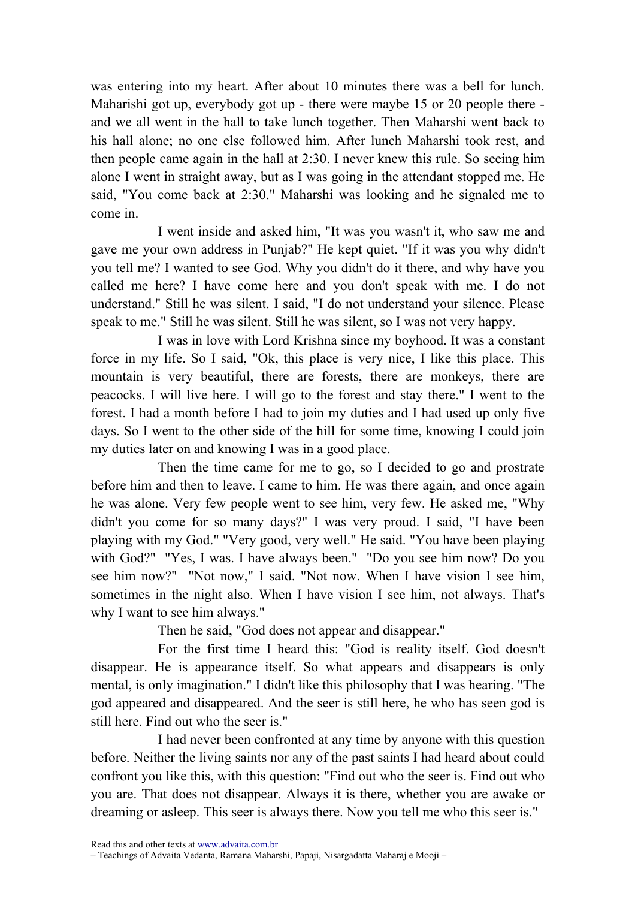was entering into my heart. After about 10 minutes there was a bell for lunch. Maharishi got up, everybody got up - there were maybe 15 or 20 people there - and we all went in the hall to take lunch together. Then Maharshi went back to his hall alone; no one else followed him. After lunch Maharshi took rest, and then people came again in the hall at 2:30. I never knew this rule. So seeing him alone I went in straight away, but as I was going in the attendant stopped me. He said, "You come back at 2:30." Maharshi was looking and he signaled me to come in.

I went inside and asked him, "It was you wasn't it, who saw me and gave me your own address in Punjab?" He kept quiet. "If it was you why didn't you tell me? I wanted to see God. Why you didn't do it there, and why have you called me here? I have come here and you don't speak with me. I do not understand." Still he was silent. I said, "I do not understand your silence. Please speak to me." Still he was silent. Still he was silent, so I was not very happy.

I was in love with Lord Krishna since my boyhood. It was a constant force in my life. So I said, "Ok, this place is very nice, I like this place. This mountain is very beautiful, there are forests, there are monkeys, there are peacocks. I will live here. I will go to the forest and stay there." I went to the forest. I had a month before I had to join my duties and I had used up only five days. So I went to the other side of the hill for some time, knowing I could join my duties later on and knowing I was in a good place.

Then the time came for me to go, so I decided to go and prostrate before him and then to leave. I came to him. He was there again, and once again he was alone. Very few people went to see him, very few. He asked me, "Why didn't you come for so many days?" I was very proud. I said, "I have been playing with my God." "Very good, very well." He said. "You have been playing with God?" "Yes, I was. I have always been." "Do you see him now? Do you see him now?" "Not now," I said. "Not now. When I have vision I see him, sometimes in the night also. When I have vision I see him, not always. That's why I want to see him always."

Then he said, "God does not appear and disappear."

For the first time I heard this: "God is reality itself. God doesn't disappear. He is appearance itself. So what appears and disappears is only mental, is only imagination." I didn't like this philosophy that I was hearing. "The god appeared and disappeared. And the seer is still here, he who has seen god is still here. Find out who the seer is."

I had never been confronted at any time by anyone with this question before. Neither the living saints nor any of the past saints I had heard about could confront you like this, with this question: "Find out who the seer is. Find out who you are. That does not disappear. Always it is there, whether you are awake or dreaming or asleep. This seer is always there. Now you tell me who this seer is."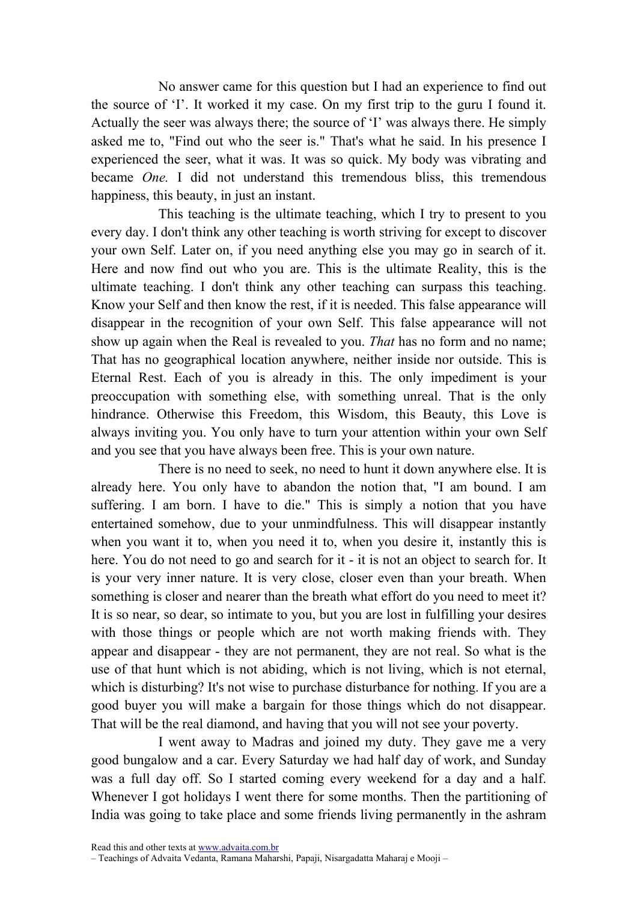No answer came for this question but I had an experience to find out the source of 'I'. It worked it my case. On my first trip to the guru I found it. Actually the seer was always there; the source of 'I' was always there. He simply asked me to, "Find out who the seer is." That's what he said. In his presence I experienced the seer, what it was. It was so quick. My body was vibrating and became *One.* I did not understand this tremendous bliss, this tremendous happiness, this beauty, in just an instant.

This teaching is the ultimate teaching, which I try to present to you every day. I don't think any other teaching is worth striving for except to discover your own Self. Later on, if you need anything else you may go in search of it. Here and now find out who you are. This is the ultimate Reality, this is the ultimate teaching. I don't think any other teaching can surpass this teaching. Know your Self and then know the rest, if it is needed. This false appearance will disappear in the recognition of your own Self. This false appearance will not show up again when the Real is revealed to you. *That* has no form and no name; That has no geographical location anywhere, neither inside nor outside. This is Eternal Rest. Each of you is already in this. The only impediment is your preoccupation with something else, with something unreal. That is the only hindrance. Otherwise this Freedom, this Wisdom, this Beauty, this Love is always inviting you. You only have to turn your attention within your own Self and you see that you have always been free. This is your own nature.

There is no need to seek, no need to hunt it down anywhere else. It is already here. You only have to abandon the notion that, "I am bound. I am suffering. I am born. I have to die." This is simply a notion that you have entertained somehow, due to your unmindfulness. This will disappear instantly when you want it to, when you need it to, when you desire it, instantly this is here. You do not need to go and search for it - it is not an object to search for. It is your very inner nature. It is very close, closer even than your breath. When something is closer and nearer than the breath what effort do you need to meet it? It is so near, so dear, so intimate to you, but you are lost in fulfilling your desires with those things or people which are not worth making friends with. They appear and disappear - they are not permanent, they are not real. So what is the use of that hunt which is not abiding, which is not living, which is not eternal, which is disturbing? It's not wise to purchase disturbance for nothing. If you are a good buyer you will make a bargain for those things which do not disappear. That will be the real diamond, and having that you will not see your poverty.

I went away to Madras and joined my duty. They gave me a very good bungalow and a car. Every Saturday we had half day of work, and Sunday was a full day off. So I started coming every weekend for a day and a half. Whenever I got holidays I went there for some months. Then the partitioning of India was going to take place and some friends living permanently in the ashram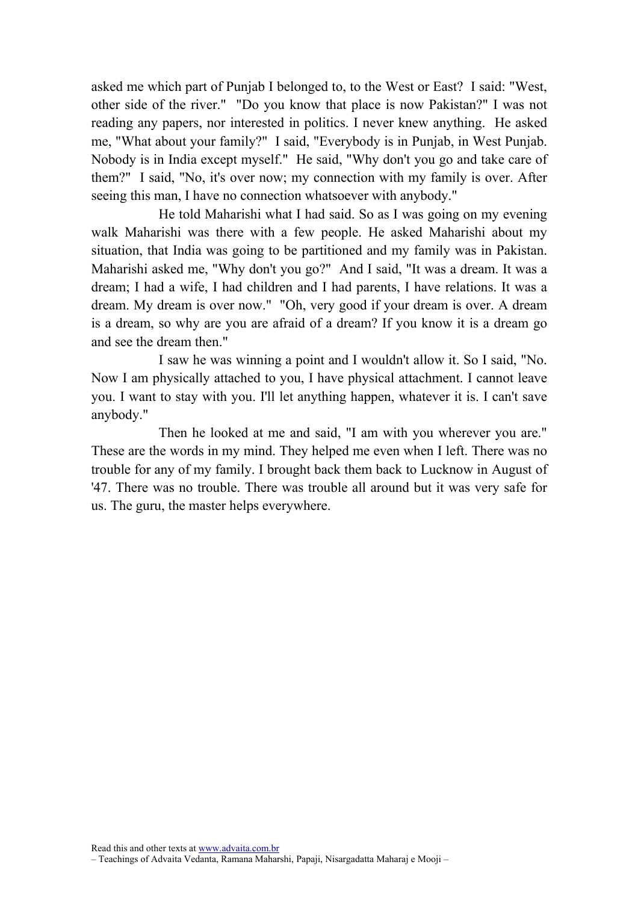asked me which part of Punjab I belonged to, to the West or East? I said: "West, other side of the river." "Do you know that place is now Pakistan?" I was not reading any papers, nor interested in politics. I never knew anything. He asked me, "What about your family?" I said, "Everybody is in Punjab, in West Punjab. Nobody is in India except myself." He said, "Why don't you go and take care of them?" I said, "No, it's over now; my connection with my family is over. After seeing this man, I have no connection whatsoever with anybody."

He told Maharishi what I had said. So as I was going on my evening walk Maharishi was there with a few people. He asked Maharishi about my situation, that India was going to be partitioned and my family was in Pakistan. Maharishi asked me, "Why don't you go?" And I said, "It was a dream. It was a dream; I had a wife, I had children and I had parents, I have relations. It was a dream. My dream is over now." "Oh, very good if your dream is over. A dream is a dream, so why are you are afraid of a dream? If you know it is a dream go and see the dream then."

I saw he was winning a point and I wouldn't allow it. So I said, "No. Now I am physically attached to you, I have physical attachment. I cannot leave you. I want to stay with you. I'll let anything happen, whatever it is. I can't save anybody."

Then he looked at me and said, "I am with you wherever you are." These are the words in my mind. They helped me even when I left. There was no trouble for any of my family. I brought back them back to Lucknow in August of '47. There was no trouble. There was trouble all around but it was very safe for us. The guru, the master helps everywhere.